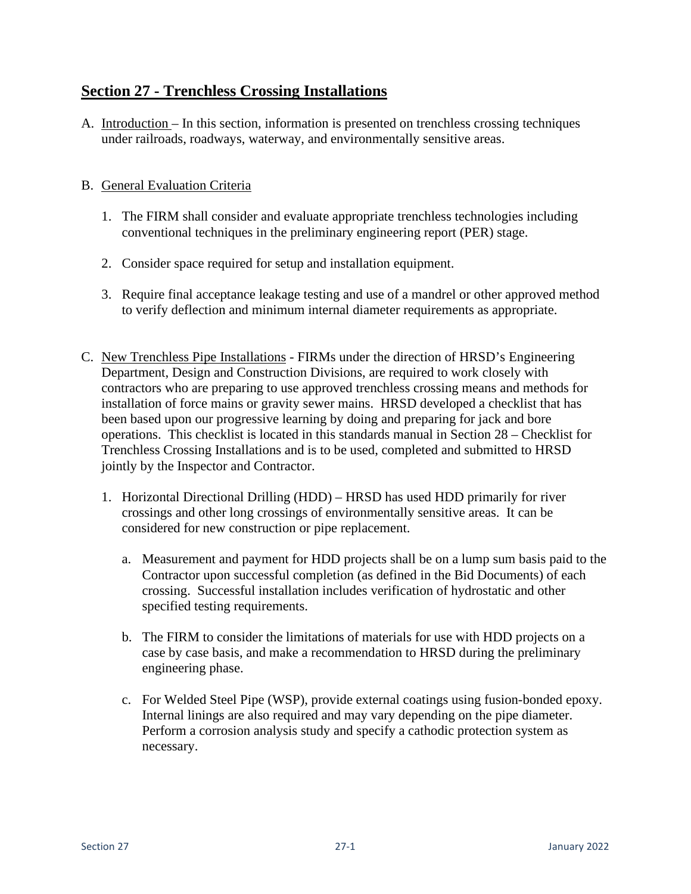# Section 27 - Trenchless Crossing Installations

A. Introduction – In this section, information is presented on trenchless crossing techniques under railroads, roadways, waterway, and environmentally sensitive areas.

B. General Evaluation Criteria

1. The FIRM shall consider and evaluate appropriate trenchless technologies including conventional techniques in the preliminary engineering report (PER) stage.

2. Consider space required for setup and installation equipment.

3. Require final acceptance leakage testing and use of a mandrel or other approved method to verify deflection and minimum internal diameter requirements as appropriate.

C. New Trenchless Pipe Installations - FIRMs under the direction of HRSD's Engineering Department, Design and Construction Divisions, are required to work closely with contractors who are preparing to use approved trenchless crossing means and methods for installation of force mains or gravity sewer mains. HRSD developed a checklist that has been based upon our progressive learning by doing and preparing for jack and bore operations. This checklist is located in this standards manual in Section 28 – Checklist for Trenchless Crossing Installations and is to be used, completed and submitted to HRSD jointly by the Inspector and Contractor.

1. Horizontal Directional Drilling (HDD) – HRSD has used HDD primarily for river crossings and other long crossings of environmentally sensitive areas. It can be considered for new construction or pipe replacement.

    a. Measurement and payment for HDD projects shall be on a lump sum basis paid to the Contractor upon successful completion (as defined in the Bid Documents) of each crossing. Successful installation includes verification of hydrostatic and other specified testing requirements.

    b. The FIRM to consider the limitations of materials for use with HDD projects on a case by case basis, and make a recommendation to HRSD during the preliminary engineering phase.

    c. For Welded Steel Pipe (WSP), provide external coatings using fusion-bonded epoxy. Internal linings are also required and may vary depending on the pipe diameter. Perform a corrosion analysis study and specify a cathodic protection system as necessary.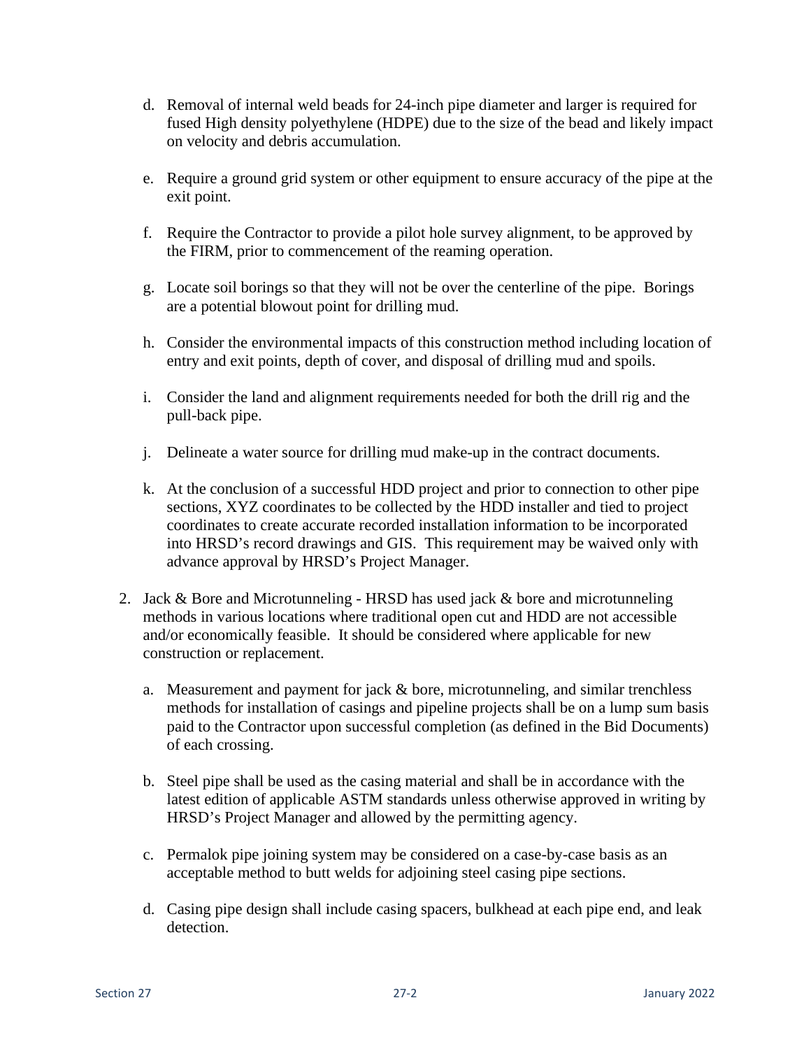d. Removal of internal weld beads for 24-inch pipe diameter and larger is required for fused High density polyethylene (HDPE) due to the size of the bead and likely impact on velocity and debris accumulation.

e. Require a ground grid system or other equipment to ensure accuracy of the pipe at the exit point.

f. Require the Contractor to provide a pilot hole survey alignment, to be approved by the FIRM, prior to commencement of the reaming operation.

g. Locate soil borings so that they will not be over the centerline of the pipe. Borings are a potential blowout point for drilling mud.

h. Consider the environmental impacts of this construction method including location of entry and exit points, depth of cover, and disposal of drilling mud and spoils.

i. Consider the land and alignment requirements needed for both the drill rig and the pull-back pipe.

j. Delineate a water source for drilling mud make-up in the contract documents.

k. At the conclusion of a successful HDD project and prior to connection to other pipe sections, XYZ coordinates to be collected by the HDD installer and tied to project coordinates to create accurate recorded installation information to be incorporated into HRSD's record drawings and GIS. This requirement may be waived only with advance approval by HRSD's Project Manager.

2. Jack & Bore and Microtunneling - HRSD has used jack & bore and microtunneling methods in various locations where traditional open cut and HDD are not accessible and/or economically feasible. It should be considered where applicable for new construction or replacement.

   a. Measurement and payment for jack & bore, microtunneling, and similar trenchless methods for installation of casings and pipeline projects shall be on a lump sum basis paid to the Contractor upon successful completion (as defined in the Bid Documents) of each crossing.

   b. Steel pipe shall be used as the casing material and shall be in accordance with the latest edition of applicable ASTM standards unless otherwise approved in writing by HRSD's Project Manager and allowed by the permitting agency.

   c. Permalok pipe joining system may be considered on a case-by-case basis as an acceptable method to butt welds for adjoining steel casing pipe sections.

   d. Casing pipe design shall include casing spacers, bulkhead at each pipe end, and leak detection.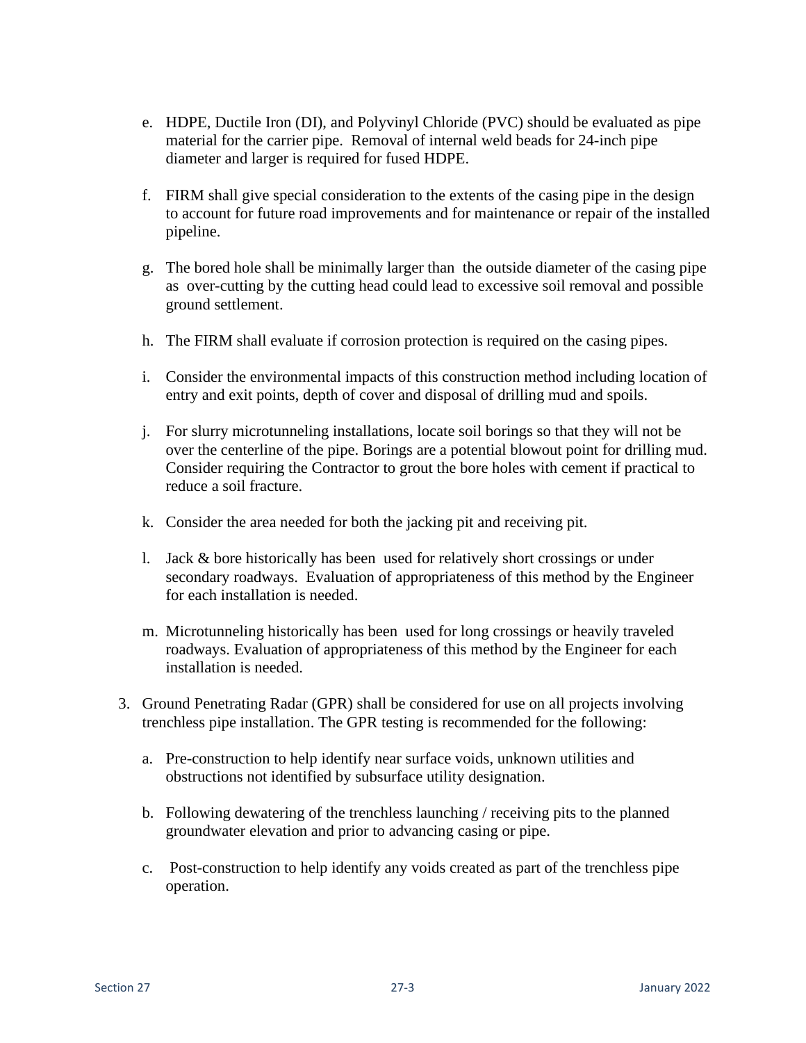e. HDPE, Ductile Iron (DI), and Polyvinyl Chloride (PVC) should be evaluated as pipe material for the carrier pipe. Removal of internal weld beads for 24-inch pipe diameter and larger is required for fused HDPE.

f. FIRM shall give special consideration to the extents of the casing pipe in the design to account for future road improvements and for maintenance or repair of the installed pipeline.

g. The bored hole shall be minimally larger than the outside diameter of the casing pipe as over-cutting by the cutting head could lead to excessive soil removal and possible ground settlement.

h. The FIRM shall evaluate if corrosion protection is required on the casing pipes.

i. Consider the environmental impacts of this construction method including location of entry and exit points, depth of cover and disposal of drilling mud and spoils.

j. For slurry microtunneling installations, locate soil borings so that they will not be over the centerline of the pipe. Borings are a potential blowout point for drilling mud. Consider requiring the Contractor to grout the bore holes with cement if practical to reduce a soil fracture.

k. Consider the area needed for both the jacking pit and receiving pit.

l. Jack & bore historically has been used for relatively short crossings or under secondary roadways. Evaluation of appropriateness of this method by the Engineer for each installation is needed.

m. Microtunneling historically has been used for long crossings or heavily traveled roadways. Evaluation of appropriateness of this method by the Engineer for each installation is needed.

3. Ground Penetrating Radar (GPR) shall be considered for use on all projects involving trenchless pipe installation. The GPR testing is recommended for the following:

   a. Pre-construction to help identify near surface voids, unknown utilities and obstructions not identified by subsurface utility designation.

   b. Following dewatering of the trenchless launching / receiving pits to the planned groundwater elevation and prior to advancing casing or pipe.

   c. Post-construction to help identify any voids created as part of the trenchless pipe operation.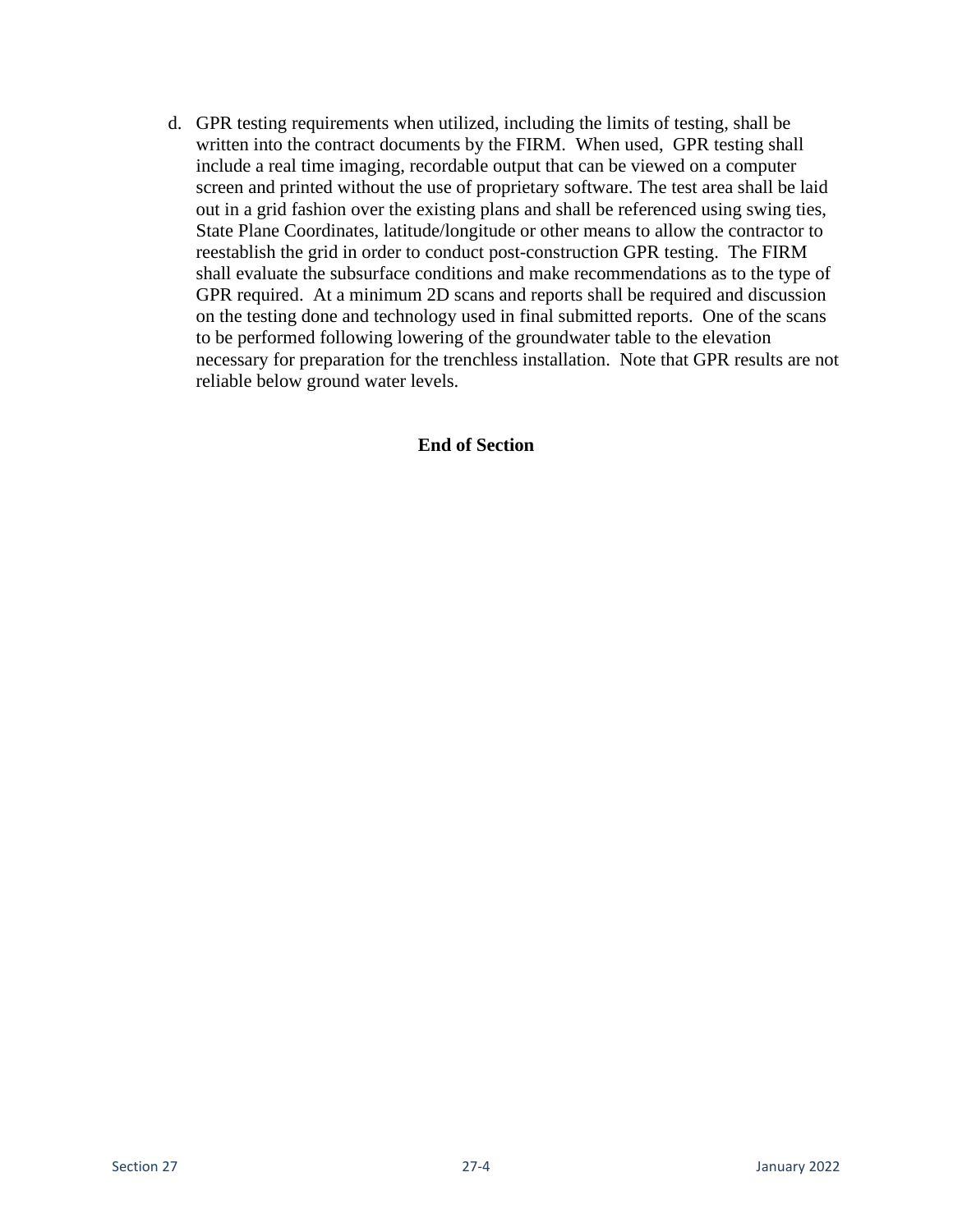d. GPR testing requirements when utilized, including the limits of testing, shall be written into the contract documents by the FIRM. When used, GPR testing shall include a real time imaging, recordable output that can be viewed on a computer screen and printed without the use of proprietary software. The test area shall be laid out in a grid fashion over the existing plans and shall be referenced using swing ties, State Plane Coordinates, latitude/longitude or other means to allow the contractor to reestablish the grid in order to conduct post-construction GPR testing. The FIRM shall evaluate the subsurface conditions and make recommendations as to the type of GPR required. At a minimum 2D scans and reports shall be required and discussion on the testing done and technology used in final submitted reports. One of the scans to be performed following lowering of the groundwater table to the elevation necessary for preparation for the trenchless installation. Note that GPR results are not reliable below ground water levels.

**End of Section**